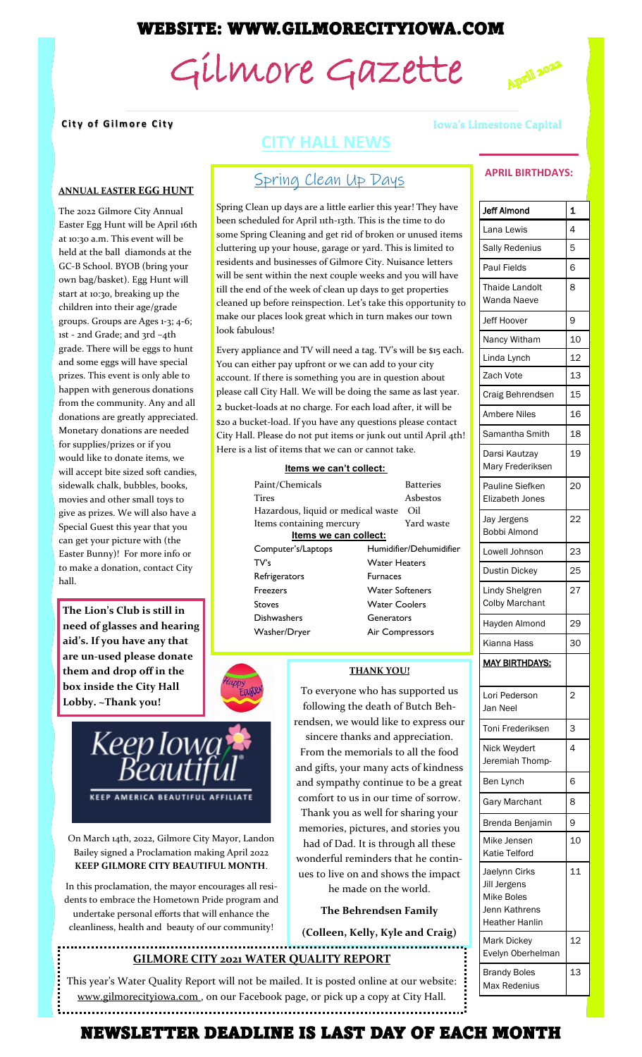WEBSITE: WWW.GILMORECITYIOWA.COM

# Gilmore Gazette

April 2022

**City of Gilmore City** — Iowa's Limestone Capital

## CITY HALL NEWS

### ANNUAL EASTER EGG HUNT

The 2022 Gilmore City Annual Easter Egg Hunt will be April 16th at 10:30 a.m. This event will be held at the ball diamonds at the GC-B School. BYOB (bring your own bag/basket). Egg Hunt will start at 10:30, breaking up the children into their age/grade groups. Groups are Ages 1-3; 4-6; 1st - 2nd Grade; and 3rd –4th grade. There will be eggs to hunt and some eggs will have special prizes. This event is only able to happen with generous donations from the community. Any and all donations are greatly appreciated. Monetary donations are needed for supplies/prizes or if you would like to donate items, we will accept bite sized soft candies, sidewalk chalk, bubbles, books, movies and other small toys to give as prizes. We will also have a Special Guest this year that you can get your picture with (the Easter Bunny)! For more info or to make a donation, contact City hall.

**The Lion's Club is still in need of glasses and hearing aid's. If you have any that are un-used please donate them and drop off in the box inside the City Hall Lobby. ~Thank you!**

### Spring Clean Up Days

Spring Clean up days are a little earlier this year! They have been scheduled for April 11th-13th. This is the time to do some Spring Cleaning and get rid of broken or unused items cluttering up your house, garage or yard. This is limited to residents and businesses of Gilmore City. Nuisance letters will be sent within the next couple weeks and you will have till the end of the week of clean up days to get properties cleaned up before reinspection. Let's take this opportunity to make our places look great which in turn makes our town look fabulous!

Every appliance and TV will need a tag. TV's will be $15 each. You can either pay upfront or we can add to your city account. If there is something you are in question about please call City Hall. We will be doing the same as last year. 2 bucket-loads at no charge. For each load after, it will be $20 a bucket-load. If you have any questions please contact City Hall. Please do not put items or junk out until April 4th! Here is a list of items that we can or cannot take.

**Items we can't collect:**

| | |
|---|---|
| Paint/Chemicals | Batteries |
| Tires | Asbestos |
| Hazardous, liquid or medical waste | Oil |
| Items containing mercury | Yard waste |

**Items we can collect:**

| | |
|---|---|
| Computer's/Laptops | Humidifier/Dehumidifier |
| TV's | Water Heaters |
| Refrigerators | Furnaces |
| Freezers | Water Softeners |
| Stoves | Water Coolers |
| Dishwashers | Generators |
| Washer/Dryer | Air Compressors |

Happy Easter

Keep Iowa Beautiful — KEEP AMERICA BEAUTIFUL AFFILIATE

On March 14th, 2022, Gilmore City Mayor, Landon Bailey signed a Proclamation making April 2022 **KEEP GILMORE CITY BEAUTIFUL MONTH**.

In this proclamation, the mayor encourages all residents to embrace the Hometown Pride program and undertake personal efforts that will enhance the cleanliness, health and beauty of our community!

### THANK YOU!

To everyone who has supported us following the death of Butch Behrendsen, we would like to express our sincere thanks and appreciation. From the memorials to all the food and gifts, your many acts of kindness and sympathy continue to be a great comfort to us in our time of sorrow. Thank you as well for sharing your memories, pictures, and stories you had of Dad. It is through all these wonderful reminders that he continues to live on and shows the impact he made on the world.

**The Behrendsen Family**

**(Colleen, Kelly, Kyle and Craig)**

### GILMORE CITY 2021 WATER QUALITY REPORT

This year's Water Quality Report will not be mailed. It is posted online at our website: www.gilmorecityiowa.com , on our Facebook page, or pick up a copy at City Hall.

### APRIL BIRTHDAYS:

| Name | Day |
|---|---|
| Jeff Almond | 1 |
| Lana Lewis | 4 |
| Sally Redenius | 5 |
| Paul Fields | 6 |
| Thaide Landolt, Wanda Naeve | 8 |
| Jeff Hoover | 9 |
| Nancy Witham | 10 |
| Linda Lynch | 12 |
| Zach Vote | 13 |
| Craig Behrendsen | 15 |
| Ambere Niles | 16 |
| Samantha Smith | 18 |
| Darsi Kautzay, Mary Frederiksen | 19 |
| Pauline Siefken, Elizabeth Jones | 20 |
| Jay Jergens, Bobbi Almond | 22 |
| Lowell Johnson | 23 |
| Dustin Dickey | 25 |
| Lindy Shelgren, Colby Marchant | 27 |
| Hayden Almond | 29 |
| Kianna Hass | 30 |

### MAY BIRTHDAYS:

| Name | Day |
|---|---|
| Lori Pederson, Jan Neel | 2 |
| Toni Frederiksen | 3 |
| Nick Weydert, Jeremiah Thomp- | 4 |
| Ben Lynch | 6 |
| Gary Marchant | 8 |
| Brenda Benjamin | 9 |
| Mike Jensen, Katie Telford | 10 |
| Jaelynn Cirks, Jill Jergens, Mike Boles, Jenn Kathrens, Heather Hanlin | 11 |
| Mark Dickey, Evelyn Oberhelman | 12 |
| Brandy Boles, Max Redenius | 13 |

NEWSLETTER DEADLINE IS LAST DAY OF EACH MONTH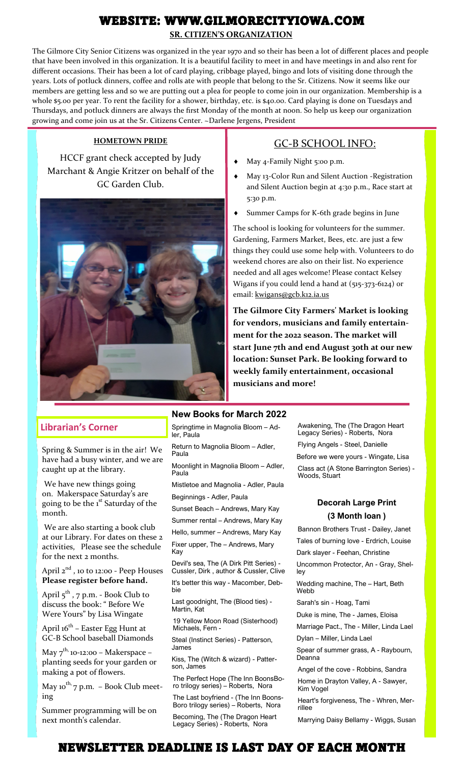# WEBSITE: WWW.GILMORECITYIOWA.COM

## SR. CITIZEN'S ORGANIZATION

The Gilmore City Senior Citizens was organized in the year 1970 and so their has been a lot of different places and people that have been involved in this organization. It is a beautiful facility to meet in and have meetings in and also rent for different occasions. Their has been a lot of card playing, cribbage played, bingo and lots of visiting done through the years. Lots of potluck dinners, coffee and rolls ate with people that belong to the Sr. Citizens. Now it seems like our members are getting less and so we are putting out a plea for people to come join in our organization. Membership is a whole $5.00 per year. To rent the facility for a shower, birthday, etc. is $40.00. Card playing is done on Tuesdays and Thursdays, and potluck dinners are always the first Monday of the month at noon. So help us keep our organization growing and come join us at the Sr. Citizens Center. ~Darlene Jergens, President

## HOMETOWN PRIDE

HCCF grant check accepted by Judy Marchant & Angie Kritzer on behalf of the GC Garden Club.

## GC-B SCHOOL INFO:

- May 4-Family Night 5:00 p.m.
- May 13-Color Run and Silent Auction -Registration and Silent Auction begin at 4:30 p.m., Race start at 5:30 p.m.
- Summer Camps for K-6th grade begins in June

The school is looking for volunteers for the summer. Gardening, Farmers Market, Bees, etc. are just a few things they could use some help with. Volunteers to do weekend chores are also on their list. No experience needed and all ages welcome! Please contact Kelsey Wigans if you could lend a hand at (515-373-6124) or email: kwigans@gcb.k12.ia.us

**The Gilmore City Farmers' Market is looking for vendors, musicians and family entertainment for the 2022 season. The market will start June 7th and end August 30th at our new location: Sunset Park. Be looking forward to weekly family entertainment, occasional musicians and more!**

## Librarian's Corner

Spring & Summer is in the air! We have had a busy winter, and we are caught up at the library.

We have new things going on. Makerspace Saturday's are going to be the 1st Saturday of the month.

We are also starting a book club at our Library. For dates on these 2 activities, Please see the schedule for the next 2 months.

April 2nd , 10 to 12:00 - Peep Houses **Please register before hand.**

April 5th , 7 p.m. - Book Club to discuss the book: " Before We Were Yours" by Lisa Wingate

April 16th – Easter Egg Hunt at GC-B School baseball Diamonds

May 7th, 10-12:00 – Makerspace – planting seeds for your garden or making a pot of flowers.

May 10th, 7 p.m. – Book Club meeting

Summer programming will be on next month's calendar.

## New Books for March 2022

Springtime in Magnolia Bloom – Adler, Paula

Return to Magnolia Bloom – Adler, Paula

Moonlight in Magnolia Bloom – Adler, Paula

Mistletoe and Magnolia - Adler, Paula

Beginnings - Adler, Paula

Sunset Beach – Andrews, Mary Kay

Summer rental – Andrews, Mary Kay

Hello, summer – Andrews, Mary Kay

Fixer upper, The – Andrews, Mary Kay

Devil's sea, The (A Dirk Pitt Series) - Cussler, Dirk , author & Cussler, Clive

It's better this way - Macomber, Debbie

Last goodnight, The (Blood ties) - Martin, Kat

19 Yellow Moon Road (Sisterhood) Michaels, Fern -

Steal (Instinct Series) - Patterson, James

Kiss, The (Witch & wizard) - Patterson, James

The Perfect Hope (The Inn BoonsBoro trilogy series) – Roberts, Nora

The Last boyfriend - (The Inn BoonsBoro trilogy series) – Roberts, Nora

Becoming, The (The Dragon Heart Legacy Series) - Roberts, Nora

Awakening, The (The Dragon Heart Legacy Series) - Roberts, Nora

Flying Angels - Steel, Danielle

Before we were yours - Wingate, Lisa

Class act (A Stone Barrington Series) - Woods, Stuart

### Decorah Large Print (3 Month loan )

Bannon Brothers Trust - Dailey, Janet

Tales of burning love - Erdrich, Louise

Dark slayer - Feehan, Christine

Uncommon Protector, An - Gray, Shelley

Wedding machine, The – Hart, Beth Webb

Sarah's sin - Hoag, Tami

Duke is mine, The - James, Eloisa

Marriage Pact., The - Miller, Linda Lael

Dylan – Miller, Linda Lael

Spear of summer grass, A - Raybourn, Deanna

Angel of the cove - Robbins, Sandra

Home in Drayton Valley, A - Sawyer, Kim Vogel

Heart's forgiveness, The - Whren, Merrillee

Marrying Daisy Bellamy - Wiggs, Susan

# NEWSLETTER DEADLINE IS LAST DAY OF EACH MONTH